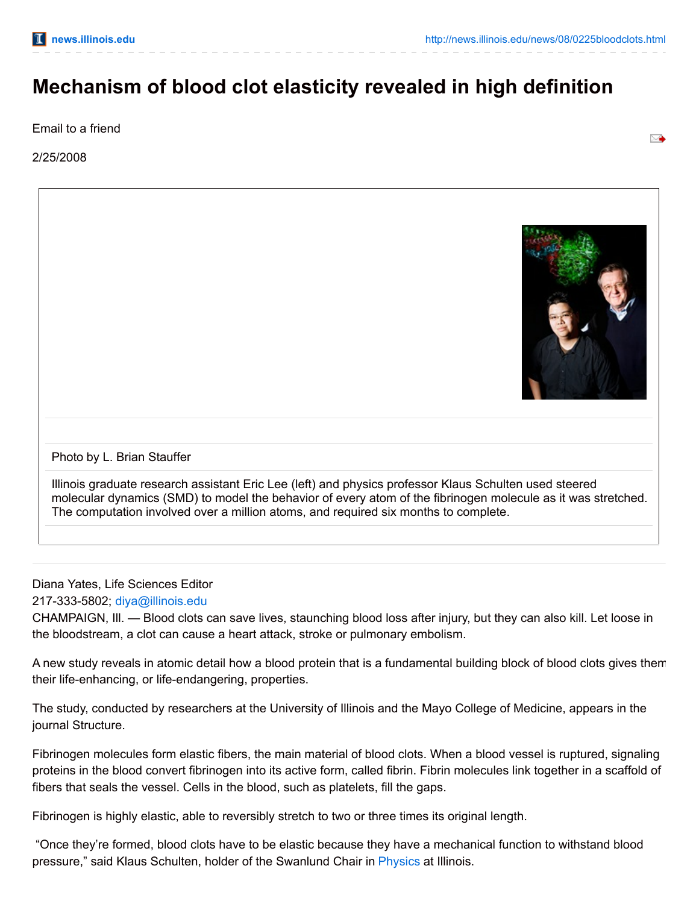# Mechanism of blood clot elasticity revealed in high definition

Email to a friend

2/25/2008

Photo by L. Brian Stauffer

Illinois graduate research assistant Eric Lee (left) and physics professor Klaus Schulten used steered molecular dynamics (SMD) to model the behavior of every atom of the fibrinogen molecule as it was stretched. The computation involved over a million atoms, and required six months to complete.

Diana Yates, Life Sciences Editor
217-333-5802; diya@illinois.edu

CHAMPAIGN, Ill. — Blood clots can save lives, staunching blood loss after injury, but they can also kill. Let loose in the bloodstream, a clot can cause a heart attack, stroke or pulmonary embolism.

A new study reveals in atomic detail how a blood protein that is a fundamental building block of blood clots gives them their life-enhancing, or life-endangering, properties.

The study, conducted by researchers at the University of Illinois and the Mayo College of Medicine, appears in the journal Structure.

Fibrinogen molecules form elastic fibers, the main material of blood clots. When a blood vessel is ruptured, signaling proteins in the blood convert fibrinogen into its active form, called fibrin. Fibrin molecules link together in a scaffold of fibers that seals the vessel. Cells in the blood, such as platelets, fill the gaps.

Fibrinogen is highly elastic, able to reversibly stretch to two or three times its original length.

"Once they're formed, blood clots have to be elastic because they have a mechanical function to withstand blood pressure," said Klaus Schulten, holder of the Swanlund Chair in Physics at Illinois.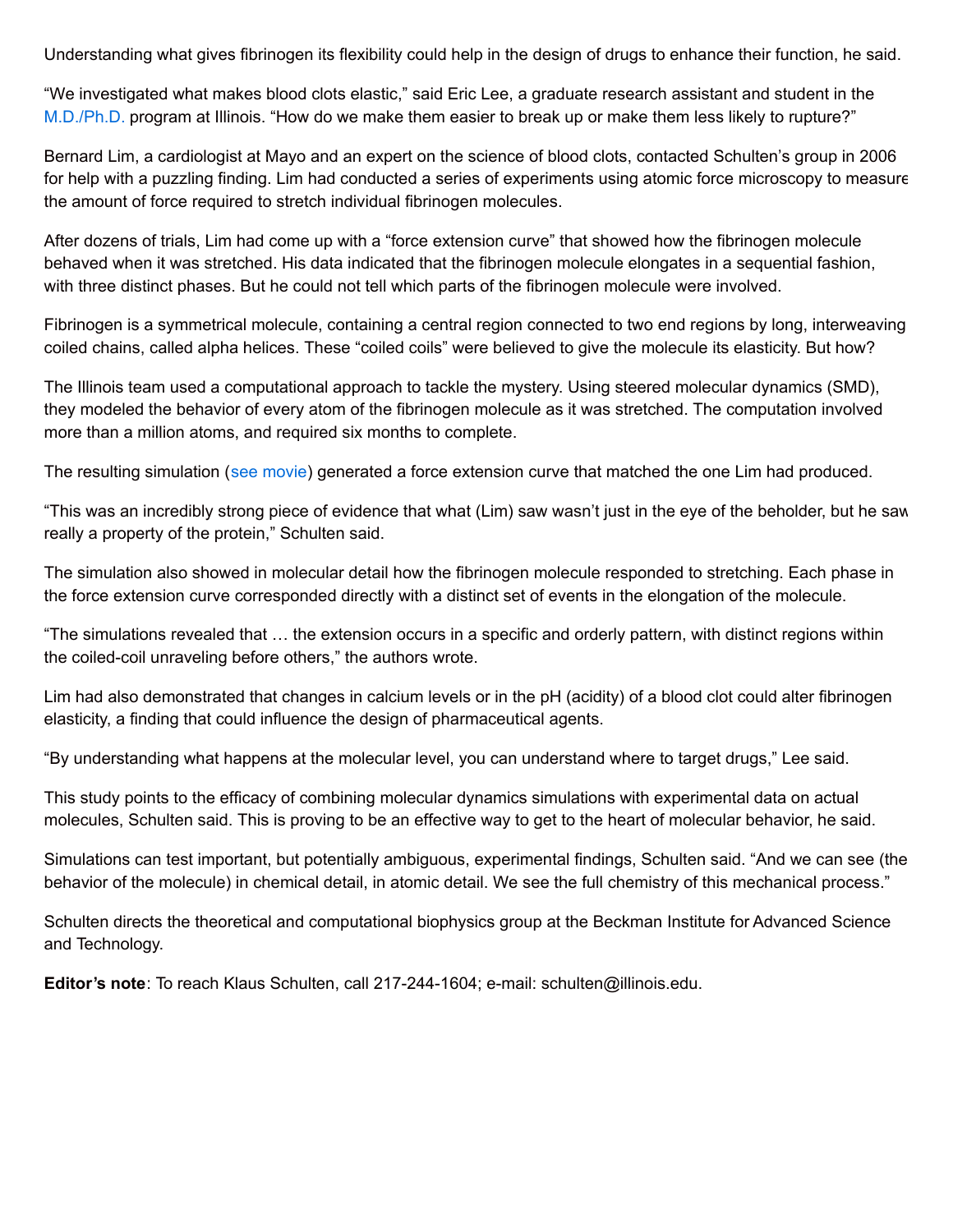Understanding what gives fibrinogen its flexibility could help in the design of drugs to enhance their function, he said.

"We investigated what makes blood clots elastic," said Eric Lee, a graduate research assistant and student in the M.D./Ph.D. program at Illinois. "How do we make them easier to break up or make them less likely to rupture?"

Bernard Lim, a cardiologist at Mayo and an expert on the science of blood clots, contacted Schulten's group in 2006 for help with a puzzling finding. Lim had conducted a series of experiments using atomic force microscopy to measure the amount of force required to stretch individual fibrinogen molecules.

After dozens of trials, Lim had come up with a "force extension curve" that showed how the fibrinogen molecule behaved when it was stretched. His data indicated that the fibrinogen molecule elongates in a sequential fashion, with three distinct phases. But he could not tell which parts of the fibrinogen molecule were involved.

Fibrinogen is a symmetrical molecule, containing a central region connected to two end regions by long, interweaving coiled chains, called alpha helices. These "coiled coils" were believed to give the molecule its elasticity. But how?

The Illinois team used a computational approach to tackle the mystery. Using steered molecular dynamics (SMD), they modeled the behavior of every atom of the fibrinogen molecule as it was stretched. The computation involved more than a million atoms, and required six months to complete.

The resulting simulation (see movie) generated a force extension curve that matched the one Lim had produced.

"This was an incredibly strong piece of evidence that what (Lim) saw wasn't just in the eye of the beholder, but he saw really a property of the protein," Schulten said.

The simulation also showed in molecular detail how the fibrinogen molecule responded to stretching. Each phase in the force extension curve corresponded directly with a distinct set of events in the elongation of the molecule.

"The simulations revealed that … the extension occurs in a specific and orderly pattern, with distinct regions within the coiled-coil unraveling before others," the authors wrote.

Lim had also demonstrated that changes in calcium levels or in the pH (acidity) of a blood clot could alter fibrinogen elasticity, a finding that could influence the design of pharmaceutical agents.

"By understanding what happens at the molecular level, you can understand where to target drugs," Lee said.

This study points to the efficacy of combining molecular dynamics simulations with experimental data on actual molecules, Schulten said. This is proving to be an effective way to get to the heart of molecular behavior, he said.

Simulations can test important, but potentially ambiguous, experimental findings, Schulten said. "And we can see (the behavior of the molecule) in chemical detail, in atomic detail. We see the full chemistry of this mechanical process."

Schulten directs the theoretical and computational biophysics group at the Beckman Institute for Advanced Science and Technology.

**Editor's note**: To reach Klaus Schulten, call 217-244-1604; e-mail: schulten@illinois.edu.